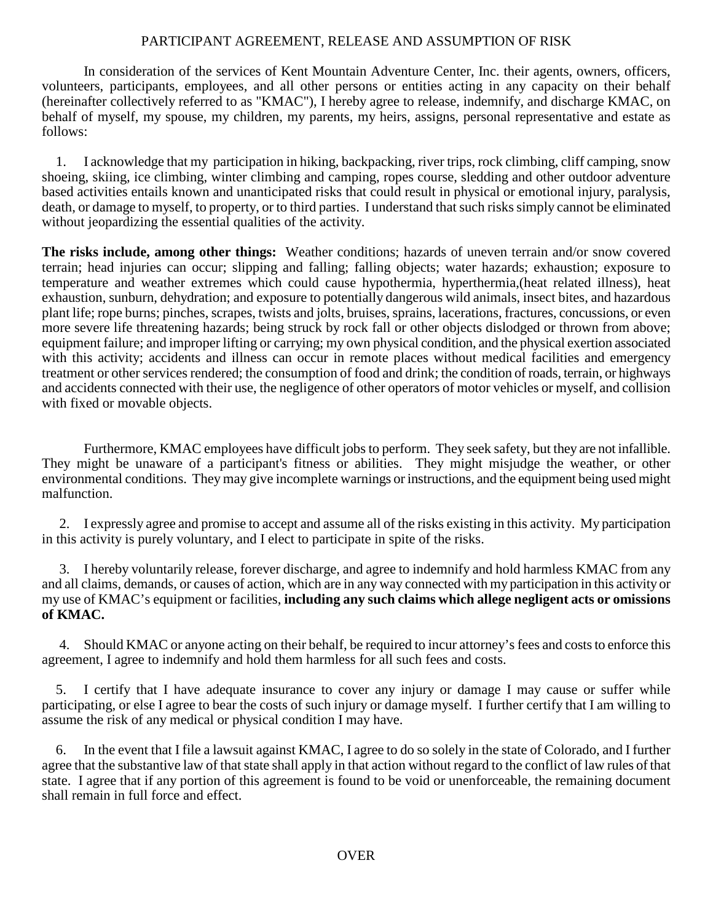# PARTICIPANT AGREEMENT, RELEASE AND ASSUMPTION OF RISK

In consideration of the services of Kent Mountain Adventure Center, Inc. their agents, owners, officers, volunteers, participants, employees, and all other persons or entities acting in any capacity on their behalf (hereinafter collectively referred to as "KMAC"), I hereby agree to release, indemnify, and discharge KMAC, on behalf of myself, my spouse, my children, my parents, my heirs, assigns, personal representative and estate as follows:

1. I acknowledge that my participation in hiking, backpacking, river trips, rock climbing, cliff camping, snow shoeing, skiing, ice climbing, winter climbing and camping, ropes course, sledding and other outdoor adventure based activities entails known and unanticipated risks that could result in physical or emotional injury, paralysis, death, or damage to myself, to property, or to third parties. I understand that such risks simply cannot be eliminated without jeopardizing the essential qualities of the activity.

**The risks include, among other things:** Weather conditions; hazards of uneven terrain and/or snow covered terrain; head injuries can occur; slipping and falling; falling objects; water hazards; exhaustion; exposure to temperature and weather extremes which could cause hypothermia, hyperthermia,(heat related illness), heat exhaustion, sunburn, dehydration; and exposure to potentially dangerous wild animals, insect bites, and hazardous plant life; rope burns; pinches, scrapes, twists and jolts, bruises, sprains, lacerations, fractures, concussions, or even more severe life threatening hazards; being struck by rock fall or other objects dislodged or thrown from above; equipment failure; and improper lifting or carrying; my own physical condition, and the physical exertion associated with this activity; accidents and illness can occur in remote places without medical facilities and emergency treatment or other services rendered; the consumption of food and drink; the condition of roads, terrain, or highways and accidents connected with their use, the negligence of other operators of motor vehicles or myself, and collision with fixed or movable objects.

Furthermore, KMAC employees have difficult jobs to perform. They seek safety, but they are not infallible. They might be unaware of a participant's fitness or abilities. They might misjudge the weather, or other environmental conditions. They may give incomplete warnings or instructions, and the equipment being used might malfunction.

2. I expressly agree and promise to accept and assume all of the risks existing in this activity. My participation in this activity is purely voluntary, and I elect to participate in spite of the risks.

3. I hereby voluntarily release, forever discharge, and agree to indemnify and hold harmless KMAC from any and all claims, demands, or causes of action, which are in any way connected with my participation in this activity or my use of KMAC's equipment or facilities, **including any such claims which allege negligent acts or omissions of KMAC.**

4. Should KMAC or anyone acting on their behalf, be required to incur attorney's fees and costs to enforce this agreement, I agree to indemnify and hold them harmless for all such fees and costs.

5. I certify that I have adequate insurance to cover any injury or damage I may cause or suffer while participating, or else I agree to bear the costs of such injury or damage myself. I further certify that I am willing to assume the risk of any medical or physical condition I may have.

6. In the event that I file a lawsuit against KMAC, I agree to do so solely in the state of Colorado, and I further agree that the substantive law of that state shall apply in that action without regard to the conflict of law rules of that state. I agree that if any portion of this agreement is found to be void or unenforceable, the remaining document shall remain in full force and effect.

OVER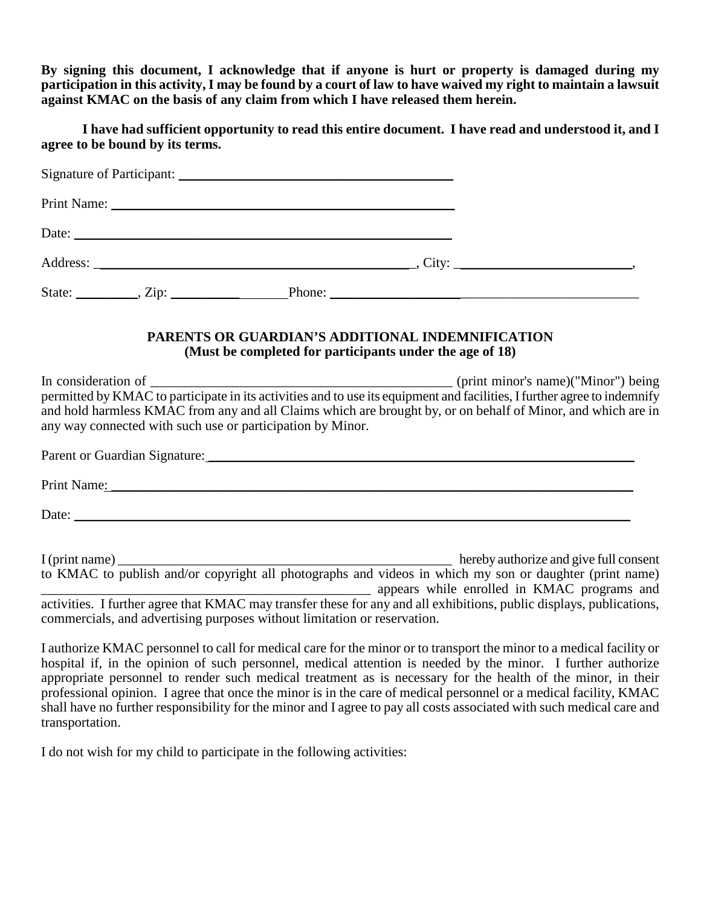**By signing this document, I acknowledge that if anyone is hurt or property is damaged during my participation in this activity, I may be found by a court of law to have waived my right to maintain a lawsuit against KMAC on the basis of any claim from which I have released them herein.**

**I have had sufficient opportunity to read this entire document. I have read and understood it, and I agree to be bound by its terms.**

Signature of Participant: ________________________________________

Print Name: ________________________________________________

Date: ____________________________________________________

Address: _______________________________________________, City: _________________________,

State: _________, Zip: __________ Phone: ____________________________________________

**PARENTS OR GUARDIAN'S ADDITIONAL INDEMNIFICATION**
**(Must be completed for participants under the age of 18)**

In consideration of ____________________________________________ (print minor's name)("Minor") being permitted by KMAC to participate in its activities and to use its equipment and facilities, I further agree to indemnify and hold harmless KMAC from any and all Claims which are brought by, or on behalf of Minor, and which are in any way connected with such use or participation by Minor.

Parent or Guardian Signature: ____________________________________________________________

Print Name: ______________________________________________________________________

Date: ___________________________________________________________________________

I (print name) __________________________________________________ hereby authorize and give full consent to KMAC to publish and/or copyright all photographs and videos in which my son or daughter (print name) ________________________________________________ appears while enrolled in KMAC programs and activities. I further agree that KMAC may transfer these for any and all exhibitions, public displays, publications, commercials, and advertising purposes without limitation or reservation.

I authorize KMAC personnel to call for medical care for the minor or to transport the minor to a medical facility or hospital if, in the opinion of such personnel, medical attention is needed by the minor. I further authorize appropriate personnel to render such medical treatment as is necessary for the health of the minor, in their professional opinion. I agree that once the minor is in the care of medical personnel or a medical facility, KMAC shall have no further responsibility for the minor and I agree to pay all costs associated with such medical care and transportation.

I do not wish for my child to participate in the following activities: